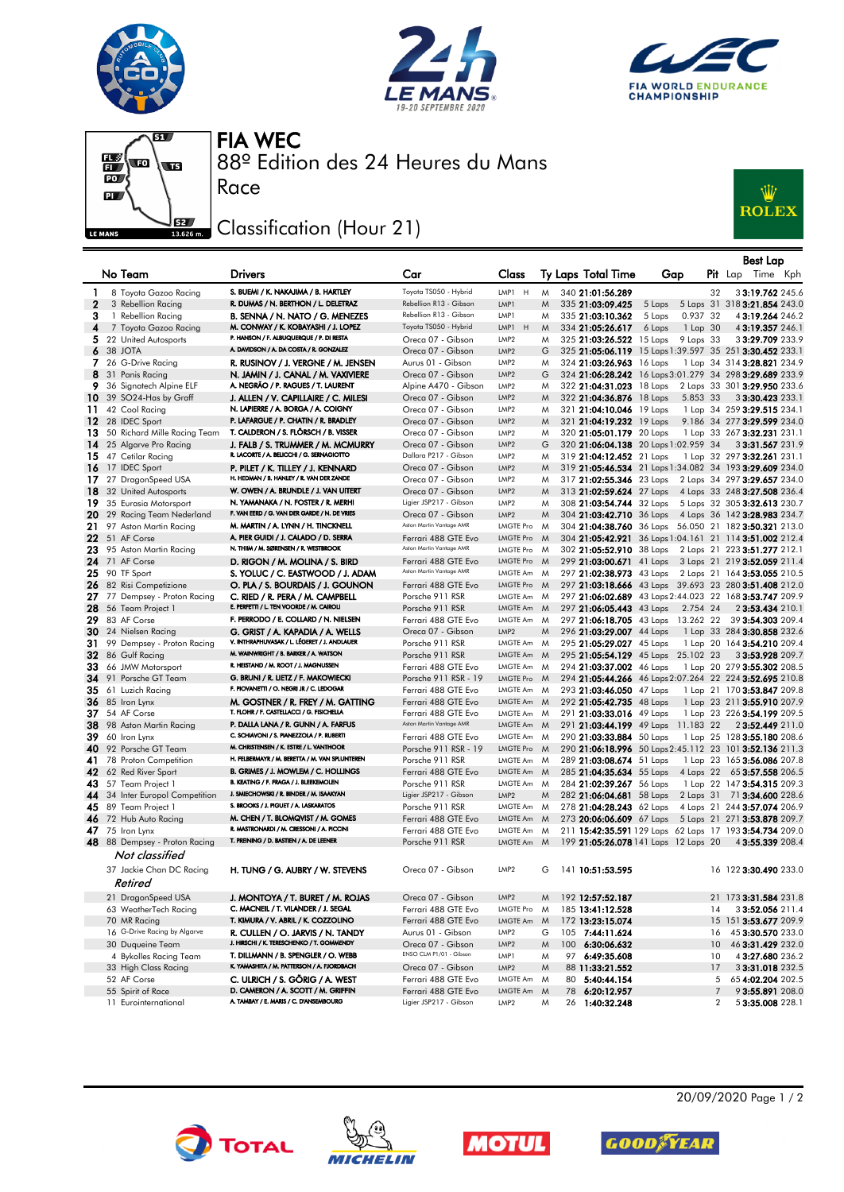# FIA WEC

## 88º Edition des 24 Heures du Mans

### Race

## Classification (Hour 21)

| | No | Team | Drivers | Car | Class | Ty | Laps | Total Time | Gap | | Pit | Best Lap Lap | Best Lap Time | Best Lap Kph |
|---|---|---|---|---|---|---|---|---|---|---|---|---|---|---|
| 1 | 8 | Toyota Gazoo Racing | S. BUEMI / K. NAKAJIMA / B. HARTLEY | Toyota TS050 - Hybrid | LMP1 H | M | 340 | 21:01:56.289 | | | 32 | 3 | 3:19.762 | 245.6 |
| 2 | 3 | Rebellion Racing | R. DUMAS / N. BERTHON / L. DELETRAZ | Rebellion R13 - Gibson | LMP1 | M | 335 | 21:03:09.425 | 5 Laps | 5 Laps | 31 | 318 | 3:21.854 | 243.0 |
| 3 | 1 | Rebellion Racing | B. SENNA / N. NATO / G. MENEZES | Rebellion R13 - Gibson | LMP1 | M | 335 | 21:03:10.362 | 5 Laps | 0.937 | 32 | 4 | 3:19.264 | 246.2 |
| 4 | 7 | Toyota Gazoo Racing | M. CONWAY / K. KOBAYASHI / J. LOPEZ | Toyota TS050 - Hybrid | LMP1 H | M | 334 | 21:05:26.617 | 6 Laps | 1 Lap | 30 | 4 | 3:19.357 | 246.1 |
| 5 | 22 | United Autosports | P. HANSON / F. ALBUQUERQUE / P. DI RESTA | Oreca 07 - Gibson | LMP2 | M | 325 | 21:03:26.522 | 15 Laps | 9 Laps | 33 | 3 | 3:29.709 | 233.9 |
| 6 | 38 | JOTA | A. DAVIDSON / A. DA COSTA / R. GONZALEZ | Oreca 07 - Gibson | LMP2 | G | 325 | 21:05:06.119 | 15 Laps | 1:39.597 | 35 | 251 | 3:30.452 | 233.1 |
| 7 | 26 | G-Drive Racing | R. RUSINOV / J. VERGNE / M. JENSEN | Aurus 01 - Gibson | LMP2 | M | 324 | 21:03:26.963 | 16 Laps | 1 Lap | 34 | 314 | 3:28.821 | 234.9 |
| 8 | 31 | Panis Racing | N. JAMIN / J. CANAL / M. VAXIVIERE | Oreca 07 - Gibson | LMP2 | G | 324 | 21:06:28.242 | 16 Laps | 3:01.279 | 34 | 298 | 3:29.689 | 233.9 |
| 9 | 36 | Signatech Alpine ELF | A. NEGRÃO / P. RAGUES / T. LAURENT | Alpine A470 - Gibson | LMP2 | M | 322 | 21:04:31.023 | 18 Laps | 2 Laps | 33 | 301 | 3:29.950 | 233.6 |
| 10 | 39 | SO24-Has by Graff | J. ALLEN / V. CAPILLAIRE / C. MILESI | Oreca 07 - Gibson | LMP2 | M | 322 | 21:04:36.876 | 18 Laps | 5.853 | 33 | 3 | 3:30.423 | 233.1 |
| 11 | 42 | Cool Racing | N. LAPIERRE / A. BORGA / A. COIGNY | Oreca 07 - Gibson | LMP2 | M | 321 | 21:04:10.046 | 19 Laps | 1 Lap | 34 | 259 | 3:29.515 | 234.1 |
| 12 | 28 | IDEC Sport | P. LAFARGUE / P. CHATIN / R. BRADLEY | Oreca 07 - Gibson | LMP2 | M | 321 | 21:04:19.232 | 19 Laps | 9.186 | 34 | 277 | 3:29.599 | 234.0 |
| 13 | 50 | Richard Mille Racing Team | T. CALDERON / S. FLÖRSCH / B. VISSER | Oreca 07 - Gibson | LMP2 | M | 320 | 21:05:01.179 | 20 Laps | 1 Lap | 33 | 267 | 3:32.231 | 231.1 |
| 14 | 25 | Algarve Pro Racing | J. FALB / S. TRUMMER / M. MCMURRY | Oreca 07 - Gibson | LMP2 | G | 320 | 21:06:04.138 | 20 Laps | 1:02.959 | 34 | 3 | 3:31.567 | 231.9 |
| 15 | 47 | Cetilar Racing | R. LACORTE / A. BELICCHI / G. SERNAGIOTTO | Dallara P217 - Gibson | LMP2 | M | 319 | 21:04:12.452 | 21 Laps | 1 Lap | 32 | 297 | 3:32.261 | 231.1 |
| 16 | 17 | IDEC Sport | P. PILET / K. TILLEY / J. KENNARD | Oreca 07 - Gibson | LMP2 | M | 319 | 21:05:46.534 | 21 Laps | 1:34.082 | 34 | 193 | 3:29.609 | 234.0 |
| 17 | 27 | DragonSpeed USA | H. HEDMAN / B. HANLEY / R. VAN DER ZANDE | Oreca 07 - Gibson | LMP2 | M | 317 | 21:02:55.346 | 23 Laps | 2 Laps | 34 | 297 | 3:29.657 | 234.0 |
| 18 | 32 | United Autosports | W. OWEN / A. BRUNDLE / J. VAN UITERT | Oreca 07 - Gibson | LMP2 | M | 313 | 21:02:59.624 | 27 Laps | 4 Laps | 33 | 248 | 3:27.508 | 236.4 |
| 19 | 35 | Eurasia Motorsport | N. YAMANAKA / N. FOSTER / R. MERHI | Ligier JSP217 - Gibson | LMP2 | M | 308 | 21:03:54.744 | 32 Laps | 5 Laps | 32 | 305 | 3:32.613 | 230.7 |
| 20 | 29 | Racing Team Nederland | F. VAN EERD / G. VAN DER GARDE / N. DE VRIES | Oreca 07 - Gibson | LMP2 | M | 304 | 21:03:42.710 | 36 Laps | 4 Laps | 36 | 142 | 3:28.983 | 234.7 |
| 21 | 97 | Aston Martin Racing | M. MARTIN / A. LYNN / H. TINCKNELL | Aston Martin Vantage AMR | LMGTE Pro | M | 304 | 21:04:38.760 | 36 Laps | 56.050 | 21 | 182 | 3:50.321 | 213.0 |
| 22 | 51 | AF Corse | A. PIER GUIDI / J. CALADO / D. SERRA | Ferrari 488 GTE Evo | LMGTE Pro | M | 304 | 21:05:42.921 | 36 Laps | 1:04.161 | 21 | 114 | 3:51.002 | 212.4 |
| 23 | 95 | Aston Martin Racing | N. THIIM / M. SØRENSEN / R. WESTBROOK | Aston Martin Vantage AMR | LMGTE Pro | M | 302 | 21:05:52.910 | 38 Laps | 2 Laps | 21 | 223 | 3:51.277 | 212.1 |
| 24 | 71 | AF Corse | D. RIGON / M. MOLINA / S. BIRD | Ferrari 488 GTE Evo | LMGTE Pro | M | 299 | 21:03:00.671 | 41 Laps | 3 Laps | 21 | 219 | 3:52.059 | 211.4 |
| 25 | 90 | TF Sport | S. YOLUC / C. EASTWOOD / J. ADAM | Aston Martin Vantage AMR | LMGTE Am | M | 297 | 21:02:38.973 | 43 Laps | 2 Laps | 21 | 164 | 3:53.055 | 210.5 |
| 26 | 82 | Risi Competizione | O. PLA / S. BOURDAIS / J. GOUNON | Ferrari 488 GTE Evo | LMGTE Pro | M | 297 | 21:03:18.666 | 43 Laps | 39.693 | 23 | 280 | 3:51.408 | 212.0 |
| 27 | 77 | Dempsey - Proton Racing | C. RIED / R. PERA / M. CAMPBELL | Porsche 911 RSR | LMGTE Am | M | 297 | 21:06:02.689 | 43 Laps | 2:44.023 | 22 | 168 | 3:53.747 | 209.9 |
| 28 | 56 | Team Project 1 | E. PERFETTI / L. TEN VOORDE / M. CAIROLI | Porsche 911 RSR | LMGTE Am | M | 297 | 21:06:05.443 | 43 Laps | 2.754 | 24 | 2 | 3:53.434 | 210.1 |
| 29 | 83 | AF Corse | F. PERRODO / E. COLLARD / N. NIELSEN | Ferrari 488 GTE Evo | LMGTE Am | M | 297 | 21:06:18.705 | 43 Laps | 13.262 | 22 | 39 | 3:54.303 | 209.4 |
| 30 | 24 | Nielsen Racing | G. GRIST / A. KAPADIA / A. WELLS | Oreca 07 - Gibson | LMP2 | M | 296 | 21:03:29.007 | 44 Laps | 1 Lap | 33 | 284 | 3:30.858 | 232.6 |
| 31 | 99 | Dempsey - Proton Racing | V. INTHRAPHUVASAK / L. LÉGERET / J. ANDLAUER | Porsche 911 RSR | LMGTE Am | M | 295 | 21:05:29.027 | 45 Laps | 1 Lap | 20 | 164 | 3:54.210 | 209.4 |
| 32 | 86 | Gulf Racing | M. WAINWRIGHT / B. BARKER / A. WATSON | Porsche 911 RSR | LMGTE Am | M | 295 | 21:05:54.129 | 45 Laps | 25.102 | 23 | 3 | 3:53.928 | 209.7 |
| 33 | 66 | JMW Motorsport | R. HEISTAND / M. ROOT / J. MAGNUSSEN | Ferrari 488 GTE Evo | LMGTE Am | M | 294 | 21:03:37.002 | 46 Laps | 1 Lap | 20 | 279 | 3:55.302 | 208.5 |
| 34 | 91 | Porsche GT Team | G. BRUNI / R. LIETZ / F. MAKOWIECKI | Porsche 911 RSR - 19 | LMGTE Pro | M | 294 | 21:05:44.266 | 46 Laps | 2:07.264 | 22 | 224 | 3:52.695 | 210.8 |
| 35 | 61 | Luzich Racing | F. PIOVANETTI / O. NEGRI JR / C. LEDOGAR | Ferrari 488 GTE Evo | LMGTE Am | M | 293 | 21:03:46.050 | 47 Laps | 1 Lap | 21 | 170 | 3:53.847 | 209.8 |
| 36 | 85 | Iron Lynx | M. GOSTNER / R. FREY / M. GATTING | Ferrari 488 GTE Evo | LMGTE Am | M | 292 | 21:02:42.735 | 48 Laps | 1 Lap | 23 | 211 | 3:55.910 | 207.9 |
| 37 | 54 | AF Corse | T. FLOHR / F. CASTELLACCI / G. FISICHELLA | Ferrari 488 GTE Evo | LMGTE Am | M | 291 | 21:03:33.016 | 49 Laps | 1 Lap | 23 | 226 | 3:54.199 | 209.5 |
| 38 | 98 | Aston Martin Racing | P. DALLA LANA / R. GUNN / A. FARFUS | Aston Martin Vantage AMR | LMGTE Am | M | 291 | 21:03:44.199 | 49 Laps | 11.183 | 22 | 2 | 3:52.449 | 211.0 |
| 39 | 60 | Iron Lynx | C. SCHIAVONI / S. PIANEZZOLA / P. RUBERTI | Ferrari 488 GTE Evo | LMGTE Am | M | 290 | 21:03:33.884 | 50 Laps | 1 Lap | 25 | 128 | 3:55.180 | 208.6 |
| 40 | 92 | Porsche GT Team | M. CHRISTENSEN / K. ESTRE / L. VANTHOOR | Porsche 911 RSR - 19 | LMGTE Pro | M | 290 | 21:06:18.996 | 50 Laps | 2:45.112 | 23 | 101 | 3:52.136 | 211.3 |
| 41 | 78 | Proton Competition | H. FELBERMAYR / M. BERETTA / M. VAN SPLUNTEREN | Porsche 911 RSR | LMGTE Am | M | 289 | 21:03:08.674 | 51 Laps | 1 Lap | 23 | 165 | 3:56.086 | 207.8 |
| 42 | 62 | Red River Sport | B. GRIMES / J. MOWLEM / C. HOLLINGS | Ferrari 488 GTE Evo | LMGTE Am | M | 285 | 21:04:35.634 | 55 Laps | 4 Laps | 22 | 65 | 3:57.558 | 206.5 |
| 43 | 57 | Team Project 1 | B. KEATING / F. FRAGA / J. BLEEKEMOLEN | Porsche 911 RSR | LMGTE Am | M | 284 | 21:02:39.267 | 56 Laps | 1 Lap | 22 | 147 | 3:54.315 | 209.3 |
| 44 | 34 | Inter Europol Competition | J. SMIECHOWSKI / R. BINDER / M. ISAAKYAN | Ligier JSP217 - Gibson | LMP2 | M | 282 | 21:06:04.681 | 58 Laps | 2 Laps | 31 | 71 | 3:34.600 | 228.6 |
| 45 | 89 | Team Project 1 | S. BROOKS / J. PIGUET / A. LASKARATOS | Porsche 911 RSR | LMGTE Am | M | 278 | 21:04:28.243 | 62 Laps | 4 Laps | 21 | 244 | 3:57.074 | 206.9 |
| 46 | 72 | Hub Auto Racing | M. CHEN / T. BLOMQVIST / M. GOMES | Ferrari 488 GTE Evo | LMGTE Am | M | 273 | 20:06:06.609 | 67 Laps | 5 Laps | 21 | 271 | 3:53.878 | 209.7 |
| 47 | 75 | Iron Lynx | R. MASTRONARDI / M. CRESSONI / A. PICCINI | Ferrari 488 GTE Evo | LMGTE Am | M | 211 | 15:42:35.591 | 129 Laps | 62 Laps | 17 | 193 | 3:54.734 | 209.0 |
| 48 | 88 | Dempsey - Proton Racing | T. PREINING / D. BASTIEN / A. DE LEENER | Porsche 911 RSR | LMGTE Am | M | 199 | 21:05:26.078 | 141 Laps | 12 Laps | 20 | 4 | 3:55.339 | 208.4 |

*Not classified*

| | No | Team | Drivers | Car | Class | Ty | Laps | Total Time | Gap | | Pit | Best Lap Lap | Best Lap Time | Best Lap Kph |
|---|---|---|---|---|---|---|---|---|---|---|---|---|---|---|
| | 37 | Jackie Chan DC Racing | H. TUNG / G. AUBRY / W. STEVENS | Oreca 07 - Gibson | LMP2 | G | 141 | 10:51:53.595 | | | 16 | 122 | 3:30.490 | 233.0 |

*Retired*

| | No | Team | Drivers | Car | Class | Ty | Laps | Total Time | Gap | | Pit | Best Lap Lap | Best Lap Time | Best Lap Kph |
|---|---|---|---|---|---|---|---|---|---|---|---|---|---|---|
| | 21 | DragonSpeed USA | J. MONTOYA / T. BURET / M. ROJAS | Oreca 07 - Gibson | LMP2 | M | 192 | 12:57:52.187 | | | 21 | 173 | 3:31.584 | 231.8 |
| | 63 | WeatherTech Racing | C. MACNEIL / T. VILANDER / J. SEGAL | Ferrari 488 GTE Evo | LMGTE Pro | M | 185 | 13:41:12.528 | | | 14 | 3 | 3:52.056 | 211.4 |
| | 70 | MR Racing | T. KIMURA / V. ABRIL / K. COZZOLINO | Ferrari 488 GTE Evo | LMGTE Am | M | 172 | 13:23:15.074 | | | 15 | 151 | 3:53.677 | 209.9 |
| | 16 | G-Drive Racing by Algarve | R. CULLEN / O. JARVIS / N. TANDY | Aurus 01 - Gibson | LMP2 | G | 105 | 7:44:11.624 | | | 16 | 45 | 3:30.570 | 233.0 |
| | 30 | Duqueine Team | J. HIRSCHI / K. TERESCHENKO / T. GOMMENDY | Oreca 07 - Gibson | LMP2 | M | 100 | 6:30:06.632 | | | 10 | 46 | 3:31.429 | 232.0 |
| | 4 | Bykolles Racing Team | T. DILLMANN / B. SPENGLER / O. WEBB | ENSO CLM P1/01 - Gibson | LMP1 | M | 97 | 6:49:35.608 | | | 10 | 4 | 3:27.680 | 236.2 |
| | 33 | High Class Racing | K. YAMASHITA / M. PATTERSON / A. FJORDBACH | Oreca 07 - Gibson | LMP2 | M | 88 | 11:33:21.552 | | | 17 | 3 | 3:31.018 | 232.5 |
| | 52 | AF Corse | C. ULRICH / S. GÖRIG / A. WEST | Ferrari 488 GTE Evo | LMGTE Am | M | 80 | 5:40:44.154 | | | 5 | 65 | 4:02.204 | 202.5 |
| | 55 | Spirit of Race | D. CAMERON / A. SCOTT / M. GRIFFIN | Ferrari 488 GTE Evo | LMGTE Am | M | 78 | 6:20:12.957 | | | 7 | 9 | 3:55.891 | 208.0 |
| | 11 | Eurointernational | A. TAMBAY / E. MARIS / C. D'ANSEMBOURG | Ligier JSP217 - Gibson | LMP2 | M | 26 | 1:40:32.248 | | | 2 | 5 | 3:35.008 | 228.1 |

20/09/2020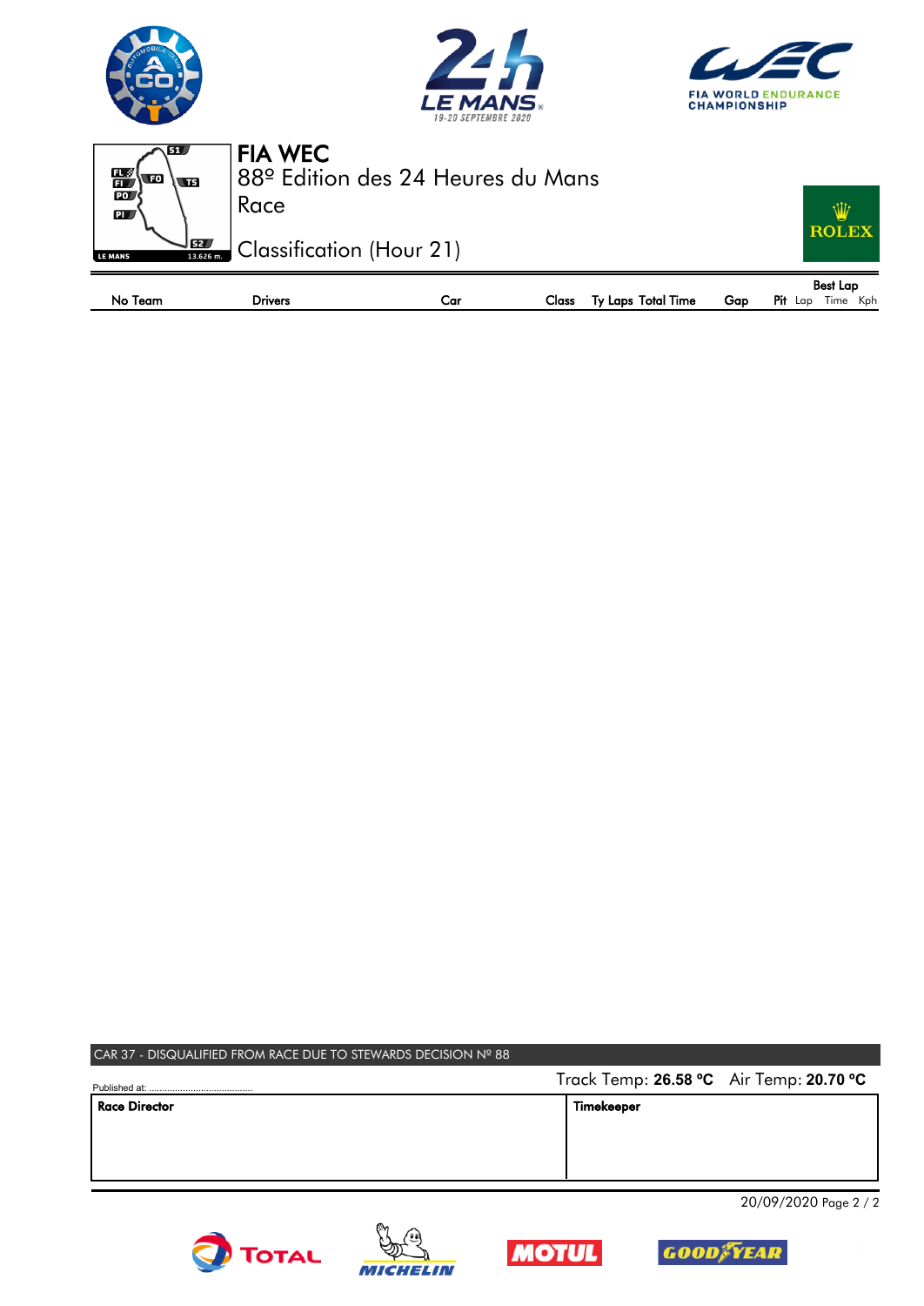# FIA WEC

## 88º Edition des 24 Heures du Mans

Race

Classification (Hour 21)

| No | Team | Drivers | Car | Class | Ty | Laps | Total Time | Gap | Pit | Best Lap Lap | Best Lap Time | Best Lap Kph |
|---|---|---|---|---|---|---|---|---|---|---|---|---|

CAR 37 - DISQUALIFIED FROM RACE DUE TO STEWARDS DECISION Nº 88

Published at: ........................................

Track Temp: **26.58 ºC** Air Temp: **20.70 ºC**

| Race Director | Timekeeper |
|---|---|
| | |

20/09/2020